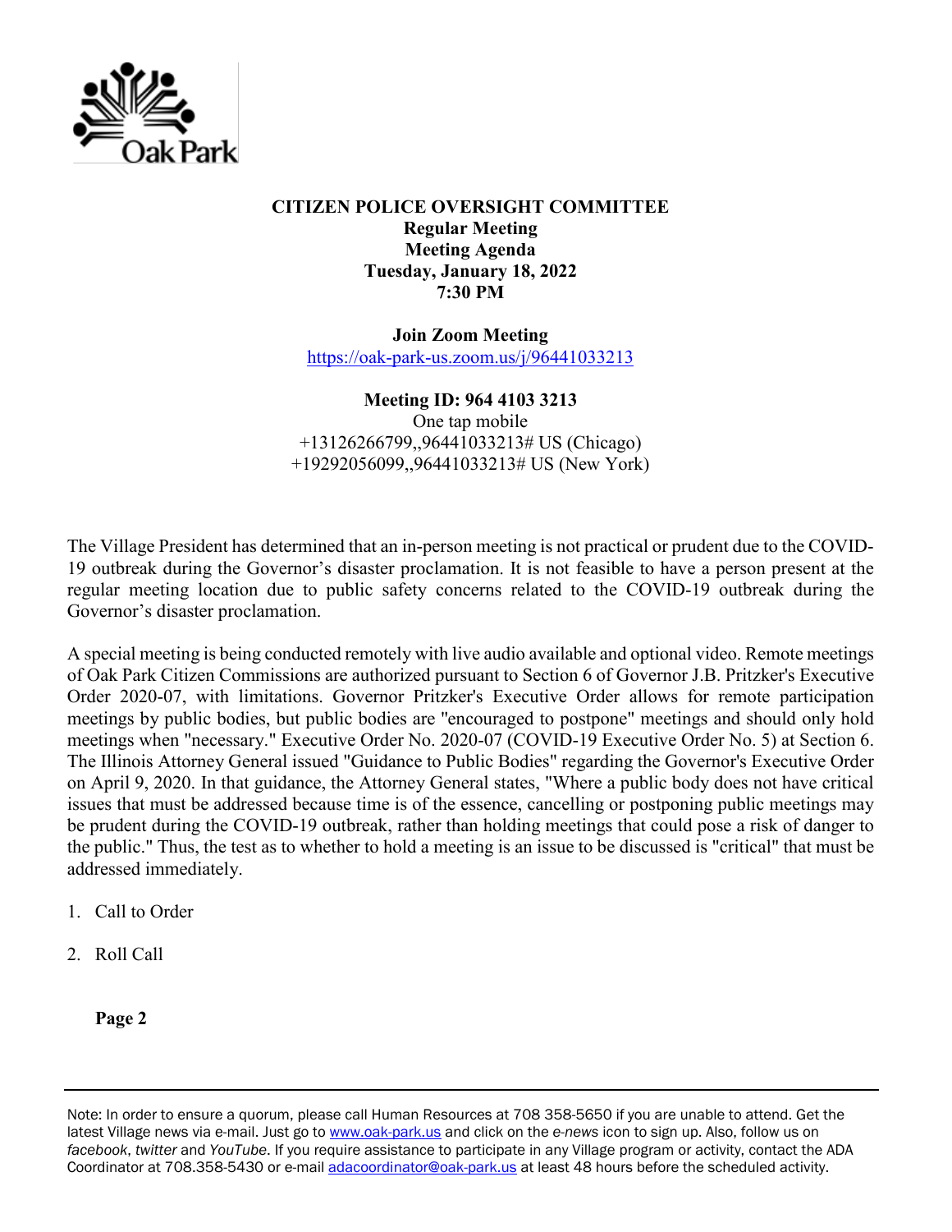# CITIZEN POLICE OVERSIGHT COMMITTEE

**Regular Meeting**
**Meeting Agenda**
**Tuesday, January 18, 2022**
**7:30 PM**

**Join Zoom Meeting**
https://oak-park-us.zoom.us/j/96441033213

**Meeting ID: 964 4103 3213**
One tap mobile
+13126266799,,96441033213# US (Chicago)
+19292056099,,96441033213# US (New York)

The Village President has determined that an in-person meeting is not practical or prudent due to the COVID-19 outbreak during the Governor's disaster proclamation. It is not feasible to have a person present at the regular meeting location due to public safety concerns related to the COVID-19 outbreak during the Governor's disaster proclamation.

A special meeting is being conducted remotely with live audio available and optional video. Remote meetings of Oak Park Citizen Commissions are authorized pursuant to Section 6 of Governor J.B. Pritzker's Executive Order 2020-07, with limitations. Governor Pritzker's Executive Order allows for remote participation meetings by public bodies, but public bodies are "encouraged to postpone" meetings and should only hold meetings when "necessary." Executive Order No. 2020-07 (COVID-19 Executive Order No. 5) at Section 6. The Illinois Attorney General issued "Guidance to Public Bodies" regarding the Governor's Executive Order on April 9, 2020. In that guidance, the Attorney General states, "Where a public body does not have critical issues that must be addressed because time is of the essence, cancelling or postponing public meetings may be prudent during the COVID-19 outbreak, rather than holding meetings that could pose a risk of danger to the public." Thus, the test as to whether to hold a meeting is an issue to be discussed is "critical" that must be addressed immediately.

1. Call to Order

2. Roll Call

**Page 2**

Note: In order to ensure a quorum, please call Human Resources at 708 358-5650 if you are unable to attend. Get the latest Village news via e-mail. Just go to www.oak-park.us and click on the *e-news* icon to sign up. Also, follow us on *facebook*, *twitter* and *YouTube*. If you require assistance to participate in any Village program or activity, contact the ADA Coordinator at 708.358-5430 or e-mail adacoordinator@oak-park.us at least 48 hours before the scheduled activity.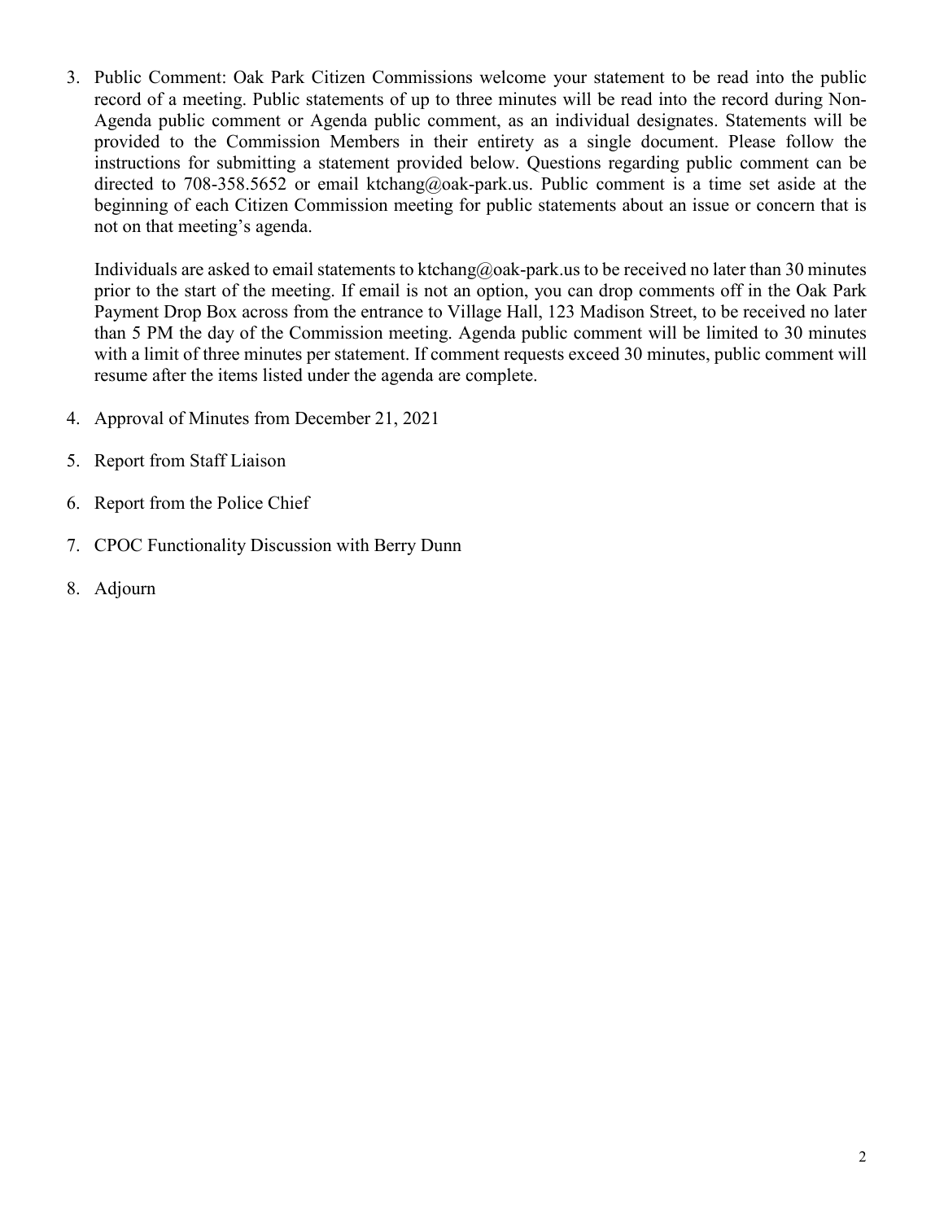3. Public Comment: Oak Park Citizen Commissions welcome your statement to be read into the public record of a meeting. Public statements of up to three minutes will be read into the record during Non-Agenda public comment or Agenda public comment, as an individual designates. Statements will be provided to the Commission Members in their entirety as a single document. Please follow the instructions for submitting a statement provided below. Questions regarding public comment can be directed to 708-358.5652 or email ktchang@oak-park.us. Public comment is a time set aside at the beginning of each Citizen Commission meeting for public statements about an issue or concern that is not on that meeting's agenda.

   Individuals are asked to email statements to ktchang@oak-park.us to be received no later than 30 minutes prior to the start of the meeting. If email is not an option, you can drop comments off in the Oak Park Payment Drop Box across from the entrance to Village Hall, 123 Madison Street, to be received no later than 5 PM the day of the Commission meeting. Agenda public comment will be limited to 30 minutes with a limit of three minutes per statement. If comment requests exceed 30 minutes, public comment will resume after the items listed under the agenda are complete.

4. Approval of Minutes from December 21, 2021

5. Report from Staff Liaison

6. Report from the Police Chief

7. CPOC Functionality Discussion with Berry Dunn

8. Adjourn